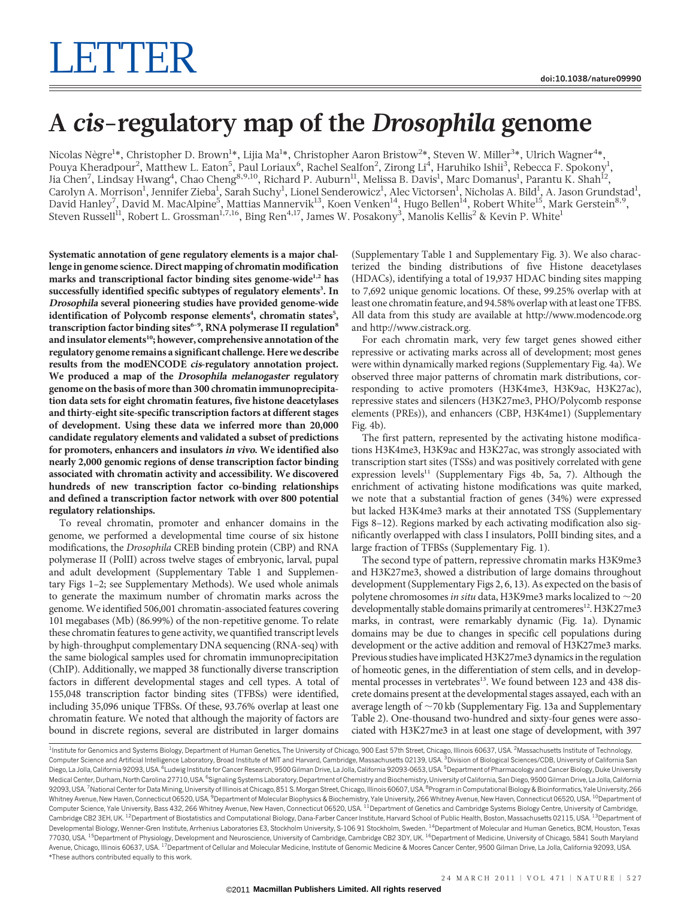LETTER

# A *cis*-regulatory map of the *Drosophila* genome

Nicolas Nègre[1]*, Christopher D. Brown[1]*, Lijia Ma[1]*, Christopher Aaron Bristow[2]*, Steven W. Miller[3]*, Ulrich Wagner[4]*, Pouya Kheradpour[2], Matthew L. Eaton[5], Paul Loriaux[6], Rachel Sealfon[2], Zirong Li[4], Haruhiko Ishii[3], Rebecca F. Spokony[1], Jia Chen[7], Lindsay Hwang[4], Chao Cheng[8,9,10], Richard P. Auburn[11], Melissa B. Davis[1], Marc Domanus[1], Parantu K. Shah[12], Carolyn A. Morrison[1], Jennifer Zieba[1], Sarah Suchy[1], Lionel Senderowicz[1], Alec Victorsen[1], Nicholas A. Bild[1], A. Jason Grundstad[1], David Hanley[7], David M. MacAlpine[5], Mattias Mannervik[13], Koen Venken[14], Hugo Bellen[14], Robert White[15], Mark Gerstein[8,9], Steven Russell[11], Robert L. Grossman[1,7,16], Bing Ren[4,17], James W. Posakony[3], Manolis Kellis[2] & Kevin P. White[1]

**Systematic annotation of gene regulatory elements is a major challenge in genome science. Direct mapping of chromatin modification marks and transcriptional factor binding sites genome-wide[1,2] has successfully identified specific subtypes of regulatory elements[3]. In *Drosophila* several pioneering studies have provided genome-wide identification of Polycomb response elements[4], chromatin states[5], transcription factor binding sites[6–9], RNA polymerase II regulation[8] and insulator elements[10]; however, comprehensive annotation of the regulatory genome remains a significant challenge. Here we describe results from the modENCODE *cis*-regulatory annotation project. We produced a map of the *Drosophila melanogaster* regulatory genome on the basis of more than 300 chromatin immunoprecipitation data sets for eight chromatin features, five histone deacetylases and thirty-eight site-specific transcription factors at different stages of development. Using these data we inferred more than 20,000 candidate regulatory elements and validated a subset of predictions for promoters, enhancers and insulators *in vivo*. We identified also nearly 2,000 genomic regions of dense transcription factor binding associated with chromatin activity and accessibility. We discovered hundreds of new transcription factor co-binding relationships and defined a transcription factor network with over 800 potential regulatory relationships.**

To reveal chromatin, promoter and enhancer domains in the genome, we performed a developmental time course of six histone modifications, the *Drosophila* CREB binding protein (CBP) and RNA polymerase II (PolII) across twelve stages of embryonic, larval, pupal and adult development (Supplementary Table 1 and Supplementary Figs 1–2; see Supplementary Methods). We used whole animals to generate the maximum number of chromatin marks across the genome. We identified 506,001 chromatin-associated features covering 101 megabases (Mb) (86.99%) of the non-repetitive genome. To relate these chromatin features to gene activity, we quantified transcript levels by high-throughput complementary DNA sequencing (RNA-seq) with the same biological samples used for chromatin immunoprecipitation (ChIP). Additionally, we mapped 38 functionally diverse transcription factors in different developmental stages and cell types. A total of 155,048 transcription factor binding sites (TFBSs) were identified, including 35,096 unique TFBSs. Of these, 93.76% overlap at least one chromatin feature. We noted that although the majority of factors are bound in discrete regions, several are distributed in larger domains (Supplementary Table 1 and Supplementary Fig. 3). We also characterized the binding distributions of five Histone deacetylases (HDACs), identifying a total of 19,937 HDAC binding sites mapping to 7,692 unique genomic locations. Of these, 99.25% overlap with at least one chromatin feature, and 94.58% overlap with at least one TFBS. All data from this study are available at http://www.modencode.org and http://www.cistrack.org.

For each chromatin mark, very few target genes showed either repressive or activating marks across all of development; most genes were within dynamically marked regions (Supplementary Fig. 4a). We observed three major patterns of chromatin mark distributions, corresponding to active promoters (H3K4me3, H3K9ac, H3K27ac), repressive states and silencers (H3K27me3, PHO/Polycomb response elements (PREs)), and enhancers (CBP, H3K4me1) (Supplementary Fig. 4b).

The first pattern, represented by the activating histone modifications H3K4me3, H3K9ac and H3K27ac, was strongly associated with transcription start sites (TSSs) and was positively correlated with gene expression levels[11] (Supplementary Figs 4b, 5a, 7). Although the enrichment of activating histone modifications was quite marked, we note that a substantial fraction of genes (34%) were expressed but lacked H3K4me3 marks at their annotated TSS (Supplementary Figs 8–12). Regions marked by each activating modification also significantly overlapped with class I insulators, PolII binding sites, and a large fraction of TFBSs (Supplementary Fig. 1).

The second type of pattern, repressive chromatin marks H3K9me3 and H3K27me3, showed a distribution of large domains throughout development (Supplementary Figs 2, 6, 13). As expected on the basis of polytene chromosomes *in situ* data, H3K9me3 marks localized to ~20 developmentally stable domains primarily at centromeres[12]. H3K27me3 marks, in contrast, were remarkably dynamic (Fig. 1a). Dynamic domains may be due to changes in specific cell populations during development or the active addition and removal of H3K27me3 marks. Previous studies have implicated H3K27me3 dynamics in the regulation of homeotic genes, in the differentiation of stem cells, and in developmental processes in vertebrates[13]. We found between 123 and 438 discrete domains present at the developmental stages assayed, each with an average length of ~70 kb (Supplementary Fig. 13a and Supplementary Table 2). One-thousand two-hundred and sixty-four genes were associated with H3K27me3 in at least one stage of development, with 397

[1]Institute for Genomics and Systems Biology, Department of Human Genetics, The University of Chicago, 900 East 57th Street, Chicago, Illinois 60637, USA. [2]Massachusetts Institute of Technology, Computer Science and Artificial Intelligence Laboratory, Broad Institute of MIT and Harvard, Cambridge, Massachusetts 02139, USA. [3]Division of Biological Sciences/CDB, University of California San Diego, La Jolla, California 92093, USA. [4]Ludwig Institute for Cancer Research, 9500 Gilman Drive, La Jolla, California 92093-0653, USA. [5]Department of Pharmacology and Cancer Biology, Duke University Medical Center, Durham, North Carolina 27710, USA. [6]Signaling Systems Laboratory, Department of Chemistry and Biochemistry, University of California, San Diego, 9500 Gilman Drive, La Jolla, California 92093, USA. [7]National Center for Data Mining, University of Illinois at Chicago, 851 S. Morgan Street, Chicago, Illinois 60607, USA. [8]Program in Computational Biology & Bioinformatics, Yale University, 266 Whitney Avenue, New Haven, Connecticut 06520, USA. [9]Department of Molecular Biophysics & Biochemistry, Yale University, 266 Whitney Avenue, New Haven, Connecticut 06520, USA. [10]Department of Computer Science, Yale University, Bass 432, 266 Whitney Avenue, New Haven, Connecticut 06520, USA. [11]Department of Genetics and Cambridge Systems Biology Centre, University of Cambridge, Cambridge CB2 3EH, UK. [12]Department of Biostatistics and Computational Biology, Dana-Farber Cancer Institute, Harvard School of Public Health, Boston, Massachusetts 02115, USA. [13]Department of Developmental Biology, Wenner-Gren Institute, Arrhenius Laboratories E3, Stockholm University, S-106 91 Stockholm, Sweden. [14]Department of Molecular and Human Genetics, BCM, Houston, Texas 77030, USA. [15]Department of Physiology, Development and Neuroscience, University of Cambridge, Cambridge CB2 3DY, UK. [16]Department of Medicine, University of Chicago, 5841 South Maryland Avenue, Chicago, Illinois 60637, USA. [17]Department of Cellular and Molecular Medicine, Institute of Genomic Medicine & Moores Cancer Center, 9500 Gilman Drive, La Jolla, California 92093, USA.
*These authors contributed equally to this work.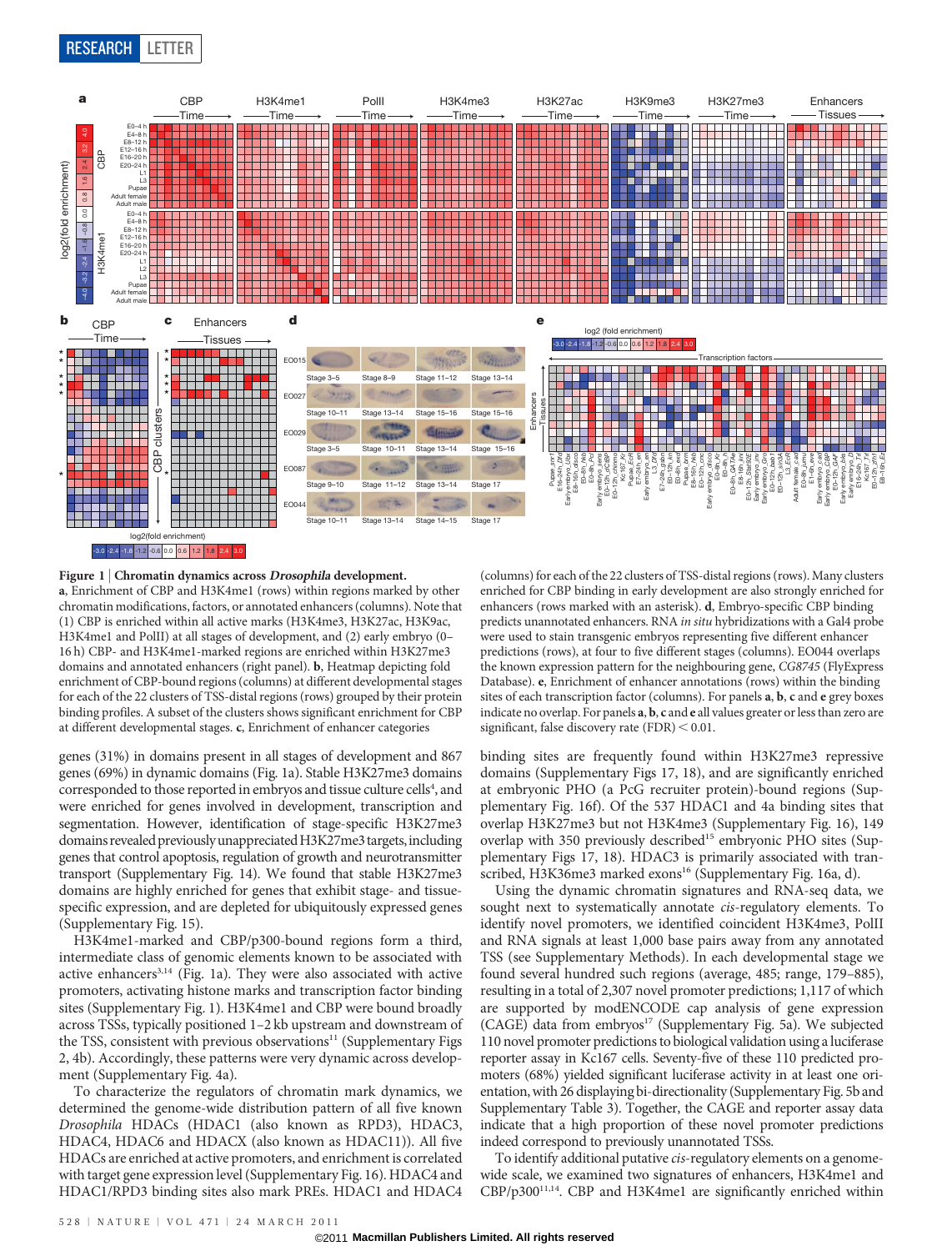**Figure 1 | Chromatin dynamics across *Drosophila* development.** **a**, Enrichment of CBP and H3K4me1 (rows) within regions marked by other chromatin modifications, factors, or annotated enhancers (columns). Note that (1) CBP is enriched within all active marks (H3K4me3, H3K27ac, H3K9ac, H3K4me1 and PolII) at all stages of development, and (2) early embryo (0–16 h) CBP- and H3K4me1-marked regions are enriched within H3K27me3 domains and annotated enhancers (right panel). **b**, Heatmap depicting fold enrichment of CBP-bound regions (columns) at different developmental stages for each of the 22 clusters of TSS-distal regions (rows) grouped by their protein binding profiles. A subset of the clusters shows significant enrichment for CBP at different developmental stages. **c**, Enrichment of enhancer categories (columns) for each of the 22 clusters of TSS-distal regions (rows). Many clusters enriched for CBP binding in early development are also strongly enriched for enhancers (rows marked with an asterisk). **d**, Embryo-specific CBP binding predicts unannotated enhancers. RNA *in situ* hybridizations with a Gal4 probe were used to stain transgenic embryos representing five different enhancer predictions (rows), at four to five different stages (columns). EO044 overlaps the known expression pattern for the neighbouring gene, *CG8745* (FlyExpress Database). **e**, Enrichment of enhancer annotations (rows) within the binding sites of each transcription factor (columns). For panels **a**, **b**, **c** and **e** grey boxes indicate no overlap. For panels **a**, **b**, **c** and **e** all values greater or less than zero are significant, false discovery rate (FDR) < 0.01.

genes (31%) in domains present in all stages of development and 867 genes (69%) in dynamic domains (Fig. 1a). Stable H3K27me3 domains corresponded to those reported in embryos and tissue culture cells[4], and were enriched for genes involved in development, transcription and segmentation. However, identification of stage-specific H3K27me3 domains revealed previously unappreciated H3K27me3 targets, including genes that control apoptosis, regulation of growth and neurotransmitter transport (Supplementary Fig. 14). We found that stable H3K27me3 domains are highly enriched for genes that exhibit stage- and tissue-specific expression, and are depleted for ubiquitously expressed genes (Supplementary Fig. 15).

H3K4me1-marked and CBP/p300-bound regions form a third, intermediate class of genomic elements known to be associated with active enhancers[3,14] (Fig. 1a). They were also associated with active promoters, activating histone marks and transcription factor binding sites (Supplementary Fig. 1). H3K4me1 and CBP were bound broadly across TSSs, typically positioned 1–2 kb upstream and downstream of the TSS, consistent with previous observations[11] (Supplementary Figs 2, 4b). Accordingly, these patterns were very dynamic across development (Supplementary Fig. 4a).

To characterize the regulators of chromatin mark dynamics, we determined the genome-wide distribution pattern of all five known *Drosophila* HDACs (HDAC1 (also known as RPD3), HDAC3, HDAC4, HDAC6 and HDACX (also known as HDAC11)). All five HDACs are enriched at active promoters, and enrichment is correlated with target gene expression level (Supplementary Fig. 16). HDAC4 and HDAC1/RPD3 binding sites also mark PREs. HDAC1 and HDAC4 binding sites are frequently found within H3K27me3 repressive domains (Supplementary Figs 17, 18), and are significantly enriched at embryonic PHO (a PcG recruiter protein)-bound regions (Supplementary Fig. 16f). Of the 537 HDAC1 and 4a binding sites that overlap H3K27me3 but not H3K4me3 (Supplementary Fig. 16), 149 overlap with 350 previously described[15] embryonic PHO sites (Supplementary Figs 17, 18). HDAC3 is primarily associated with transcribed, H3K36me3 marked exons[16] (Supplementary Fig. 16a, d).

Using the dynamic chromatin signatures and RNA-seq data, we sought next to systematically annotate *cis*-regulatory elements. To identify novel promoters, we identified coincident H3K4me3, PolII and RNA signals at least 1,000 base pairs away from any annotated TSS (see Supplementary Methods). In each developmental stage we found several hundred such regions (average, 485; range, 179–885), resulting in a total of 2,307 novel promoter predictions; 1,117 of which are supported by modENCODE cap analysis of gene expression (CAGE) data from embryos[17] (Supplementary Fig. 5a). We subjected 110 novel promoter predictions to biological validation using a luciferase reporter assay in Kc167 cells. Seventy-five of these 110 predicted promoters (68%) yielded significant luciferase activity in at least one orientation, with 26 displaying bi-directionality (Supplementary Fig. 5b and Supplementary Table 3). Together, the CAGE and reporter assay data indicate that a high proportion of these novel promoter predictions indeed correspond to previously unannotated TSSs.

To identify additional putative *cis*-regulatory elements on a genome-wide scale, we examined two signatures of enhancers, H3K4me1 and CBP/p300[11,14]. CBP and H3K4me1 are significantly enriched within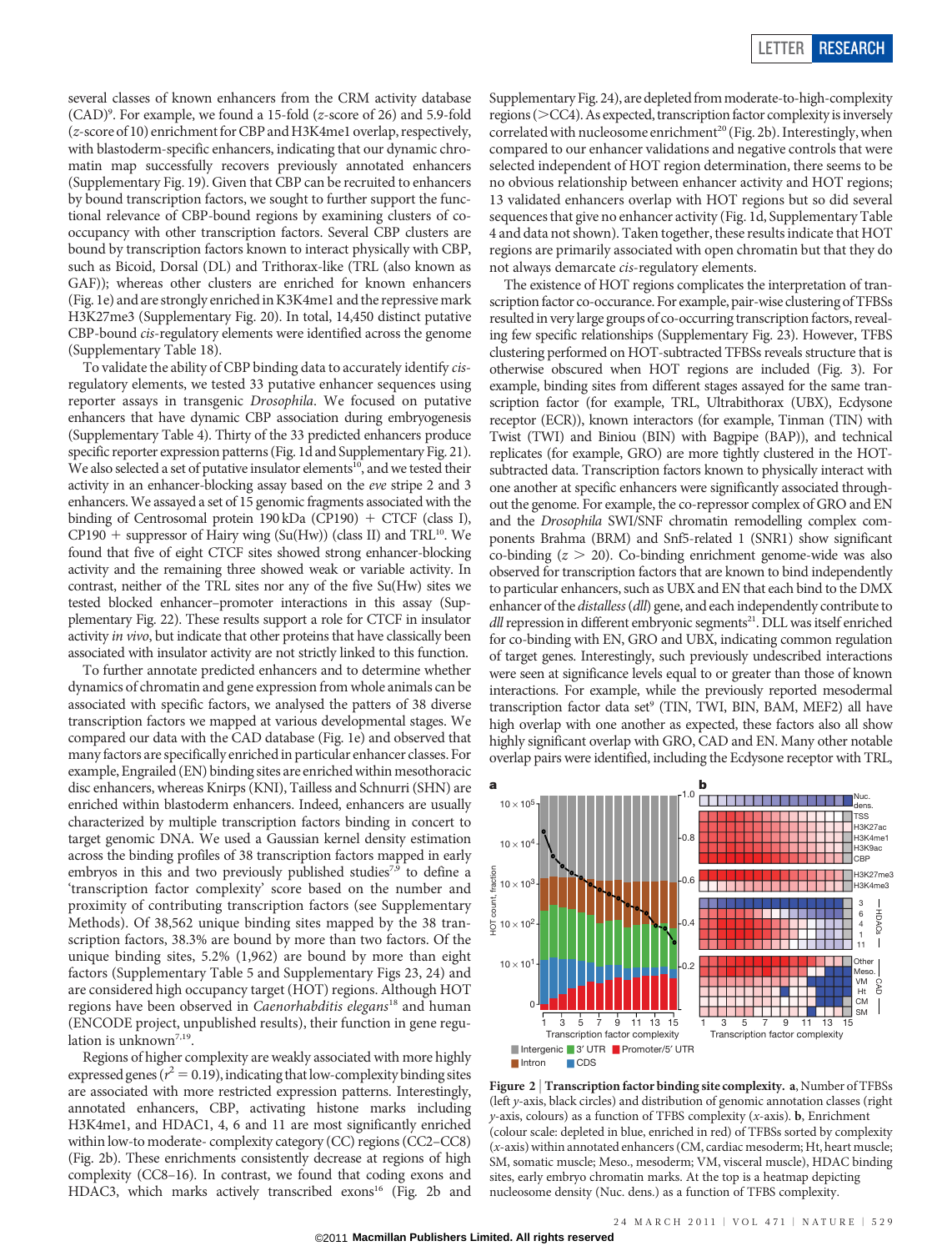several classes of known enhancers from the CRM activity database (CAD)[9]. For example, we found a 15-fold ($z$-score of 26) and 5.9-fold ($z$-score of 10) enrichment for CBP and H3K4me1 overlap, respectively, with blastoderm-specific enhancers, indicating that our dynamic chromatin map successfully recovers previously annotated enhancers (Supplementary Fig. 19). Given that CBP can be recruited to enhancers by bound transcription factors, we sought to further support the functional relevance of CBP-bound regions by examining clusters of co-occupancy with other transcription factors. Several CBP clusters are bound by transcription factors known to interact physically with CBP, such as Bicoid, Dorsal (DL) and Trithorax-like (TRL (also known as GAF)); whereas other clusters are enriched for known enhancers (Fig. 1e) and are strongly enriched in K3K4me1 and the repressive mark H3K27me3 (Supplementary Fig. 20). In total, 14,450 distinct putative CBP-bound *cis*-regulatory elements were identified across the genome (Supplementary Table 18).

To validate the ability of CBP binding data to accurately identify *cis*-regulatory elements, we tested 33 putative enhancer sequences using reporter assays in transgenic *Drosophila*. We focused on putative enhancers that have dynamic CBP association during embryogenesis (Supplementary Table 4). Thirty of the 33 predicted enhancers produce specific reporter expression patterns (Fig. 1d and Supplementary Fig. 21). We also selected a set of putative insulator elements[10], and we tested their activity in an enhancer-blocking assay based on the *eve* stripe 2 and 3 enhancers. We assayed a set of 15 genomic fragments associated with the binding of Centrosomal protein 190 kDa (CP190) + CTCF (class I), CP190 + suppressor of Hairy wing (Su(Hw)) (class II) and TRL[10]. We found that five of eight CTCF sites showed strong enhancer-blocking activity and the remaining three showed weak or variable activity. In contrast, neither of the TRL sites nor any of the five Su(Hw) sites we tested blocked enhancer–promoter interactions in this assay (Supplementary Fig. 22). These results support a role for CTCF in insulator activity *in vivo*, but indicate that other proteins that have classically been associated with insulator activity are not strictly linked to this function.

To further annotate predicted enhancers and to determine whether dynamics of chromatin and gene expression from whole animals can be associated with specific factors, we analysed the patterns of 38 diverse transcription factors we mapped at various developmental stages. We compared our data with the CAD database (Fig. 1e) and observed that many factors are specifically enriched in particular enhancer classes. For example, Engrailed (EN) binding sites are enriched within mesothoracic disc enhancers, whereas Knirps (KNI), Tailless and Schnurri (SHN) are enriched within blastoderm enhancers. Indeed, enhancers are usually characterized by multiple transcription factors binding in concert to target genomic DNA. We used a Gaussian kernel density estimation across the binding profiles of 38 transcription factors mapped in early embryos in this and two previously published studies[7,9] to define a 'transcription factor complexity' score based on the number and proximity of contributing transcription factors (see Supplementary Methods). Of 38,562 unique binding sites mapped by the 38 transcription factors, 38.3% are bound by more than two factors. Of the unique binding sites, 5.2% (1,962) are bound by more than eight factors (Supplementary Table 5 and Supplementary Figs 23, 24) and are considered high occupancy target (HOT) regions. Although HOT regions have been observed in *Caenorhabditis elegans*[18] and human (ENCODE project, unpublished results), their function in gene regulation is unknown[7,19].

Regions of higher complexity are weakly associated with more highly expressed genes ($r^2 = 0.19$), indicating that low-complexity binding sites are associated with more restricted expression patterns. Interestingly, annotated enhancers, CBP, activating histone marks including H3K4me1, and HDAC1, 4, 6 and 11 are most significantly enriched within low-to moderate- complexity category (CC) regions (CC2–CC8) (Fig. 2b). These enrichments consistently decrease at regions of high complexity (CC8–16). In contrast, we found that coding exons and HDAC3, which marks actively transcribed exons[16] (Fig. 2b and Supplementary Fig. 24), are depleted from moderate-to-high-complexity regions (>CC4). As expected, transcription factor complexity is inversely correlated with nucleosome enrichment[20] (Fig. 2b). Interestingly, when compared to our enhancer validations and negative controls that were selected independent of HOT region determination, there seems to be no obvious relationship between enhancer activity and HOT regions; 13 validated enhancers overlap with HOT regions but so did several sequences that give no enhancer activity (Fig. 1d, Supplementary Table 4 and data not shown). Taken together, these results indicate that HOT regions are primarily associated with open chromatin but that they do not always demarcate *cis*-regulatory elements.

The existence of HOT regions complicates the interpretation of transcription factor co-occurance. For example, pair-wise clustering of TFBSs resulted in very large groups of co-occurring transcription factors, revealing few specific relationships (Supplementary Fig. 23). However, TFBS clustering performed on HOT-subtracted TFBSs reveals structure that is otherwise obscured when HOT regions are included (Fig. 3). For example, binding sites from different stages assayed for the same transcription factor (for example, TRL, Ultrabithorax (UBX), Ecdysone receptor (ECR)), known interactors (for example, Tinman (TIN) with Twist (TWI) and Biniou (BIN) with Bagpipe (BAP)), and technical replicates (for example, GRO) are more tightly clustered in the HOT-subtracted data. Transcription factors known to physically interact with one another at specific enhancers were significantly associated throughout the genome. For example, the co-repressor complex of GRO and EN and the *Drosophila* SWI/SNF chromatin remodelling complex components Brahma (BRM) and Snf5-related 1 (SNR1) show significant co-binding ($z > 20$). Co-binding enrichment genome-wide was also observed for transcription factors that are known to bind independently to particular enhancers, such as UBX and EN that each bind to the DMX enhancer of the *distalless* (*dll*) gene, and each independently contribute to *dll* repression in different embryonic segments[21]. DLL was itself enriched for co-binding with EN, GRO and UBX, indicating common regulation of target genes. Interestingly, such previously undescribed interactions were seen at significance levels equal to or greater than those of known interactions. For example, while the previously reported mesodermal transcription factor data set[9] (TIN, TWI, BIN, BAM, MEF2) all have high overlap with one another as expected, these factors also all show highly significant overlap with GRO, CAD and EN. Many other notable overlap pairs were identified, including the Ecdysone receptor with TRL,

**Figure 2 | Transcription factor binding site complexity. a**, Number of TFBSs (left $y$-axis, black circles) and distribution of genomic annotation classes (right $y$-axis, colours) as a function of TFBS complexity ($x$-axis). **b**, Enrichment (colour scale: depleted in blue, enriched in red) of TFBSs sorted by complexity ($x$-axis) within annotated enhancers (CM, cardiac mesoderm; Ht, heart muscle; SM, somatic muscle; Meso., mesoderm; VM, visceral muscle), HDAC binding sites, early embryo chromatin marks. At the top is a heatmap depicting nucleosome density (Nuc. dens.) as a function of TFBS complexity.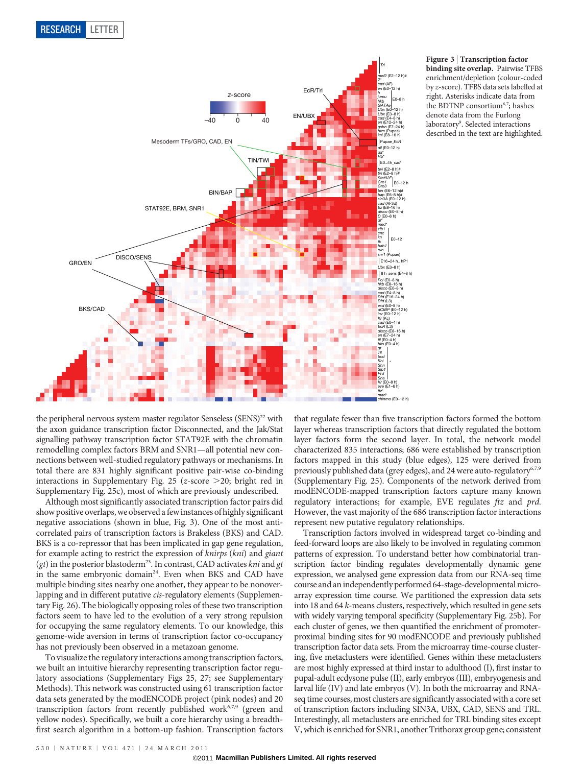**Figure 3 | Transcription factor binding site overlap.** Pairwise TFBS enrichment/depletion (colour-coded by z-score). TFBS data sets labelled at right. Asterisks indicate data from the BDTNP consortium[6,7]; hashes denote data from the Furlong laboratory[9]. Selected interactions described in the text are highlighted.

the peripheral nervous system master regulator Senseless (SENS)[22] with the axon guidance transcription factor Disconnected, and the Jak/Stat signalling pathway transcription factor STAT92E with the chromatin remodelling complex factors BRM and SNR1—all potential new connections between well-studied regulatory pathways or mechanisms. In total there are 831 highly significant positive pair-wise co-binding interactions in Supplementary Fig. 25 (z-score >20; bright red in Supplementary Fig. 25c), most of which are previously undescribed.

Although most significantly associated transcription factor pairs did show positive overlaps, we observed a few instances of highly significant negative associations (shown in blue, Fig. 3). One of the most anti-correlated pairs of transcription factors is Brakeless (BKS) and CAD. BKS is a co-repressor that has been implicated in gap gene regulation, for example acting to restrict the expression of *knirps* (*kni*) and *giant* (*gt*) in the posterior blastoderm[23]. In contrast, CAD activates *kni* and *gt* in the same embryonic domain[24]. Even when BKS and CAD have multiple binding sites nearby one another, they appear to be nonoverlapping and in different putative *cis*-regulatory elements (Supplementary Fig. 26). The biologically opposing roles of these two transcription factors seem to have led to the evolution of a very strong repulsion for occupying the same regulatory elements. To our knowledge, this genome-wide aversion in terms of transcription factor co-occupancy has not previously been observed in a metazoan genome.

To visualize the regulatory interactions among transcription factors, we built an intuitive hierarchy representing transcription factor regulatory associations (Supplementary Figs 25, 27; see Supplementary Methods). This network was constructed using 61 transcription factor data sets generated by the modENCODE project (pink nodes) and 20 transcription factors from recently published work[6,7,9] (green and yellow nodes). Specifically, we built a core hierarchy using a breadth-first search algorithm in a bottom-up fashion. Transcription factors that regulate fewer than five transcription factors formed the bottom layer whereas transcription factors that directly regulated the bottom layer factors form the second layer. In total, the network model characterized 835 interactions; 686 were established by transcription factors mapped in this study (blue edges), 125 were derived from previously published data (grey edges), and 24 were auto-regulatory[6,7,9] (Supplementary Fig. 25). Components of the network derived from modENCODE-mapped transcription factors capture many known regulatory interactions; for example, EVE regulates *ftz* and *prd*. However, the vast majority of the 686 transcription factor interactions represent new putative regulatory relationships.

Transcription factors involved in widespread target co-binding and feed-forward loops are also likely to be involved in regulating common patterns of expression. To understand better how combinatorial transcription factor binding regulates developmentally dynamic gene expression, we analysed gene expression data from our RNA-seq time course and an independently performed 64-stage-developmental microarray expression time course. We partitioned the expression data sets into 18 and 64 *k*-means clusters, respectively, which resulted in gene sets with widely varying temporal specificity (Supplementary Fig. 25b). For each cluster of genes, we then quantified the enrichment of promoter-proximal binding sites for 90 modENCODE and previously published transcription factor data sets. From the microarray time-course clustering, five metaclusters were identified. Genes within these metaclusters are most highly expressed at third instar to adulthood (I), first instar to pupal-adult ecdysone pulse (II), early embryos (III), embryogenesis and larval life (IV) and late embryos (V). In both the microarray and RNA-seq time courses, most clusters are significantly associated with a core set of transcription factors including SIN3A, UBX, CAD, SENS and TRL. Interestingly, all metaclusters are enriched for TRL binding sites except V, which is enriched for SNR1, another Trithorax group gene; consistent